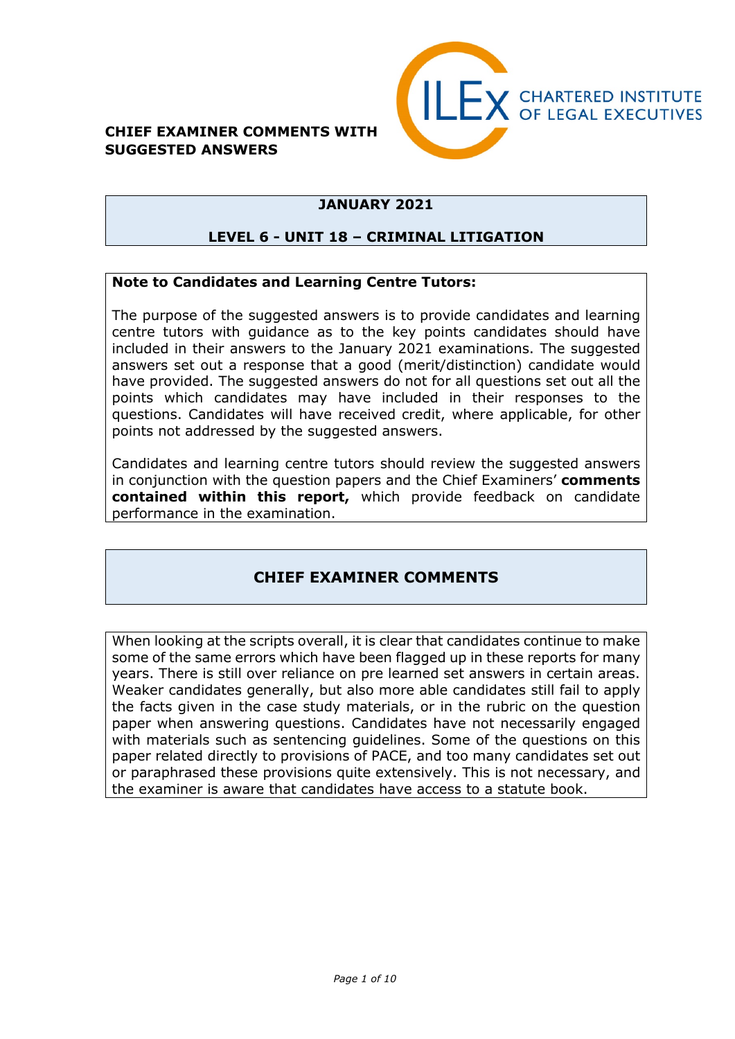**CHIEF EXAMINER COMMENTS WITH SUGGESTED ANSWERS**

ILEX CHARTERED INSTITUTE OF LEGAL EXECUTIVES

## JANUARY 2021

## LEVEL 6 - UNIT 18 – CRIMINAL LITIGATION

**Note to Candidates and Learning Centre Tutors:**

The purpose of the suggested answers is to provide candidates and learning centre tutors with guidance as to the key points candidates should have included in their answers to the January 2021 examinations. The suggested answers set out a response that a good (merit/distinction) candidate would have provided. The suggested answers do not for all questions set out all the points which candidates may have included in their responses to the questions. Candidates will have received credit, where applicable, for other points not addressed by the suggested answers.

Candidates and learning centre tutors should review the suggested answers in conjunction with the question papers and the Chief Examiners' **comments contained within this report,** which provide feedback on candidate performance in the examination.

## CHIEF EXAMINER COMMENTS

When looking at the scripts overall, it is clear that candidates continue to make some of the same errors which have been flagged up in these reports for many years. There is still over reliance on pre learned set answers in certain areas. Weaker candidates generally, but also more able candidates still fail to apply the facts given in the case study materials, or in the rubric on the question paper when answering questions. Candidates have not necessarily engaged with materials such as sentencing guidelines. Some of the questions on this paper related directly to provisions of PACE, and too many candidates set out or paraphrased these provisions quite extensively. This is not necessary, and the examiner is aware that candidates have access to a statute book.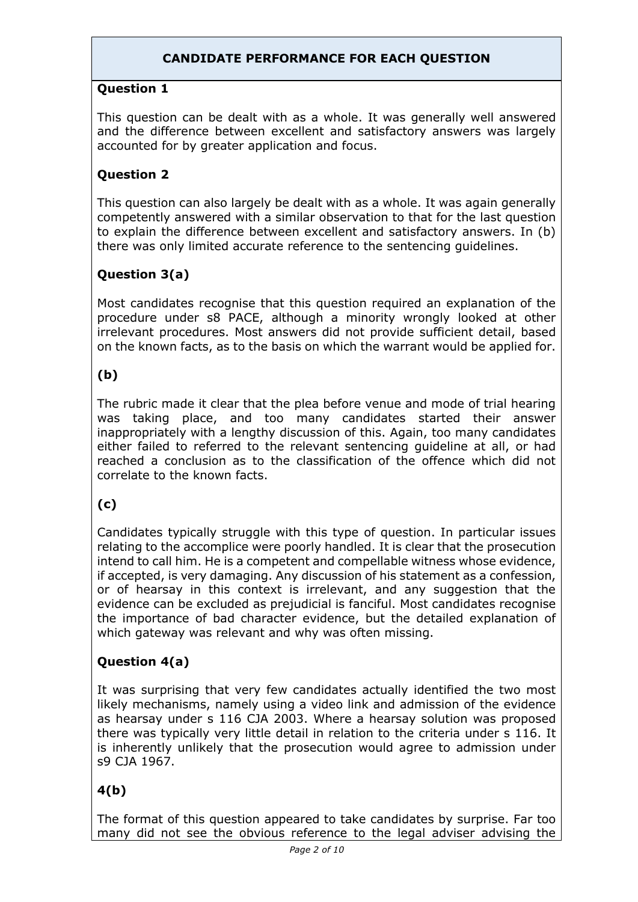## CANDIDATE PERFORMANCE FOR EACH QUESTION

### Question 1

This question can be dealt with as a whole. It was generally well answered and the difference between excellent and satisfactory answers was largely accounted for by greater application and focus.

### Question 2

This question can also largely be dealt with as a whole. It was again generally competently answered with a similar observation to that for the last question to explain the difference between excellent and satisfactory answers. In (b) there was only limited accurate reference to the sentencing guidelines.

### Question 3(a)

Most candidates recognise that this question required an explanation of the procedure under s8 PACE, although a minority wrongly looked at other irrelevant procedures. Most answers did not provide sufficient detail, based on the known facts, as to the basis on which the warrant would be applied for.

### (b)

The rubric made it clear that the plea before venue and mode of trial hearing was taking place, and too many candidates started their answer inappropriately with a lengthy discussion of this. Again, too many candidates either failed to referred to the relevant sentencing guideline at all, or had reached a conclusion as to the classification of the offence which did not correlate to the known facts.

### (c)

Candidates typically struggle with this type of question. In particular issues relating to the accomplice were poorly handled. It is clear that the prosecution intend to call him. He is a competent and compellable witness whose evidence, if accepted, is very damaging. Any discussion of his statement as a confession, or of hearsay in this context is irrelevant, and any suggestion that the evidence can be excluded as prejudicial is fanciful. Most candidates recognise the importance of bad character evidence, but the detailed explanation of which gateway was relevant and why was often missing.

### Question 4(a)

It was surprising that very few candidates actually identified the two most likely mechanisms, namely using a video link and admission of the evidence as hearsay under s 116 CJA 2003. Where a hearsay solution was proposed there was typically very little detail in relation to the criteria under s 116. It is inherently unlikely that the prosecution would agree to admission under s9 CJA 1967.

### 4(b)

The format of this question appeared to take candidates by surprise. Far too many did not see the obvious reference to the legal adviser advising the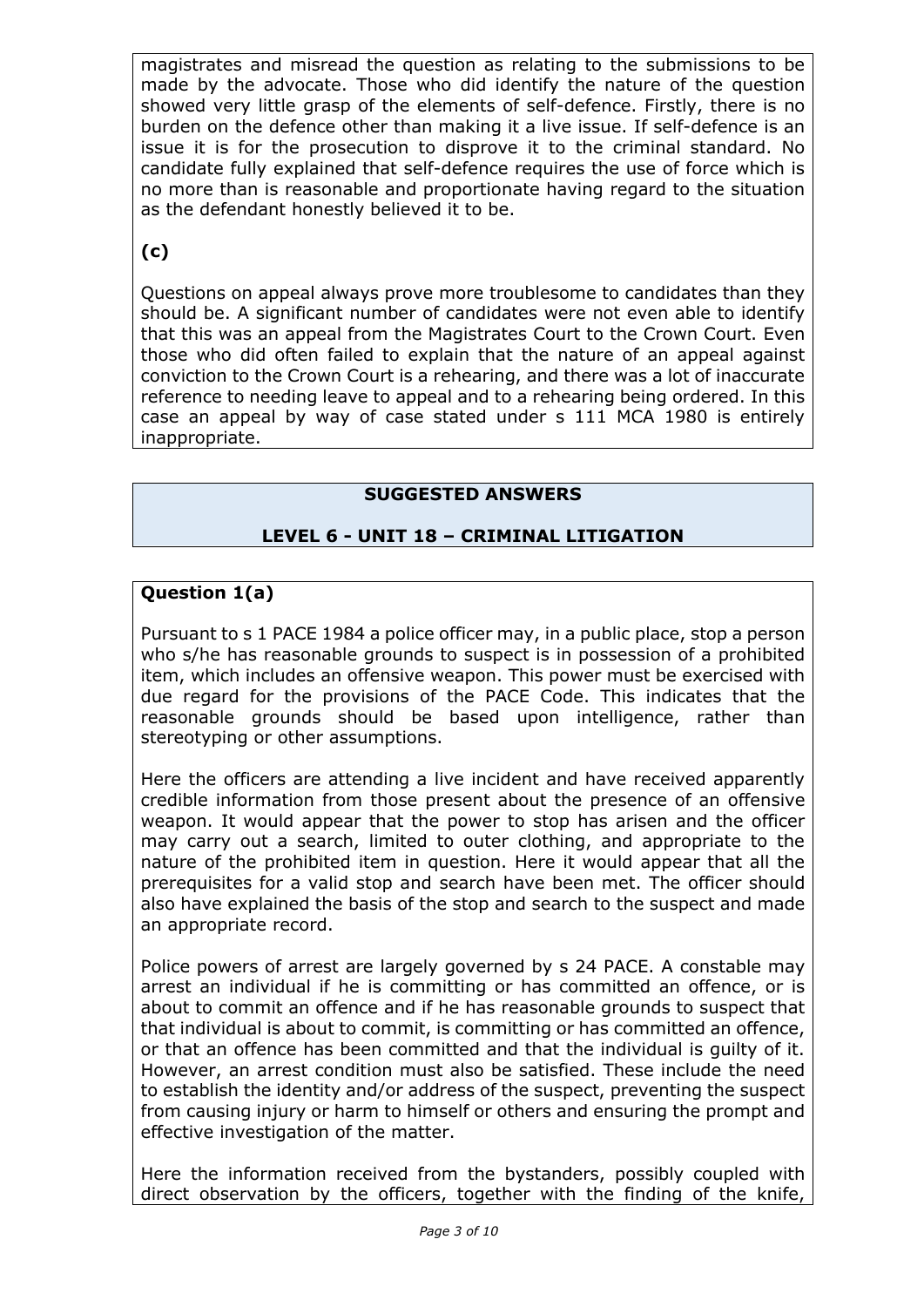magistrates and misread the question as relating to the submissions to be made by the advocate. Those who did identify the nature of the question showed very little grasp of the elements of self-defence. Firstly, there is no burden on the defence other than making it a live issue. If self-defence is an issue it is for the prosecution to disprove it to the criminal standard. No candidate fully explained that self-defence requires the use of force which is no more than is reasonable and proportionate having regard to the situation as the defendant honestly believed it to be.

**(c)**

Questions on appeal always prove more troublesome to candidates than they should be. A significant number of candidates were not even able to identify that this was an appeal from the Magistrates Court to the Crown Court. Even those who did often failed to explain that the nature of an appeal against conviction to the Crown Court is a rehearing, and there was a lot of inaccurate reference to needing leave to appeal and to a rehearing being ordered. In this case an appeal by way of case stated under s 111 MCA 1980 is entirely inappropriate.

## SUGGESTED ANSWERS

## LEVEL 6 - UNIT 18 – CRIMINAL LITIGATION

### Question 1(a)

Pursuant to s 1 PACE 1984 a police officer may, in a public place, stop a person who s/he has reasonable grounds to suspect is in possession of a prohibited item, which includes an offensive weapon. This power must be exercised with due regard for the provisions of the PACE Code. This indicates that the reasonable grounds should be based upon intelligence, rather than stereotyping or other assumptions.

Here the officers are attending a live incident and have received apparently credible information from those present about the presence of an offensive weapon. It would appear that the power to stop has arisen and the officer may carry out a search, limited to outer clothing, and appropriate to the nature of the prohibited item in question. Here it would appear that all the prerequisites for a valid stop and search have been met. The officer should also have explained the basis of the stop and search to the suspect and made an appropriate record.

Police powers of arrest are largely governed by s 24 PACE. A constable may arrest an individual if he is committing or has committed an offence, or is about to commit an offence and if he has reasonable grounds to suspect that that individual is about to commit, is committing or has committed an offence, or that an offence has been committed and that the individual is guilty of it. However, an arrest condition must also be satisfied. These include the need to establish the identity and/or address of the suspect, preventing the suspect from causing injury or harm to himself or others and ensuring the prompt and effective investigation of the matter.

Here the information received from the bystanders, possibly coupled with direct observation by the officers, together with the finding of the knife,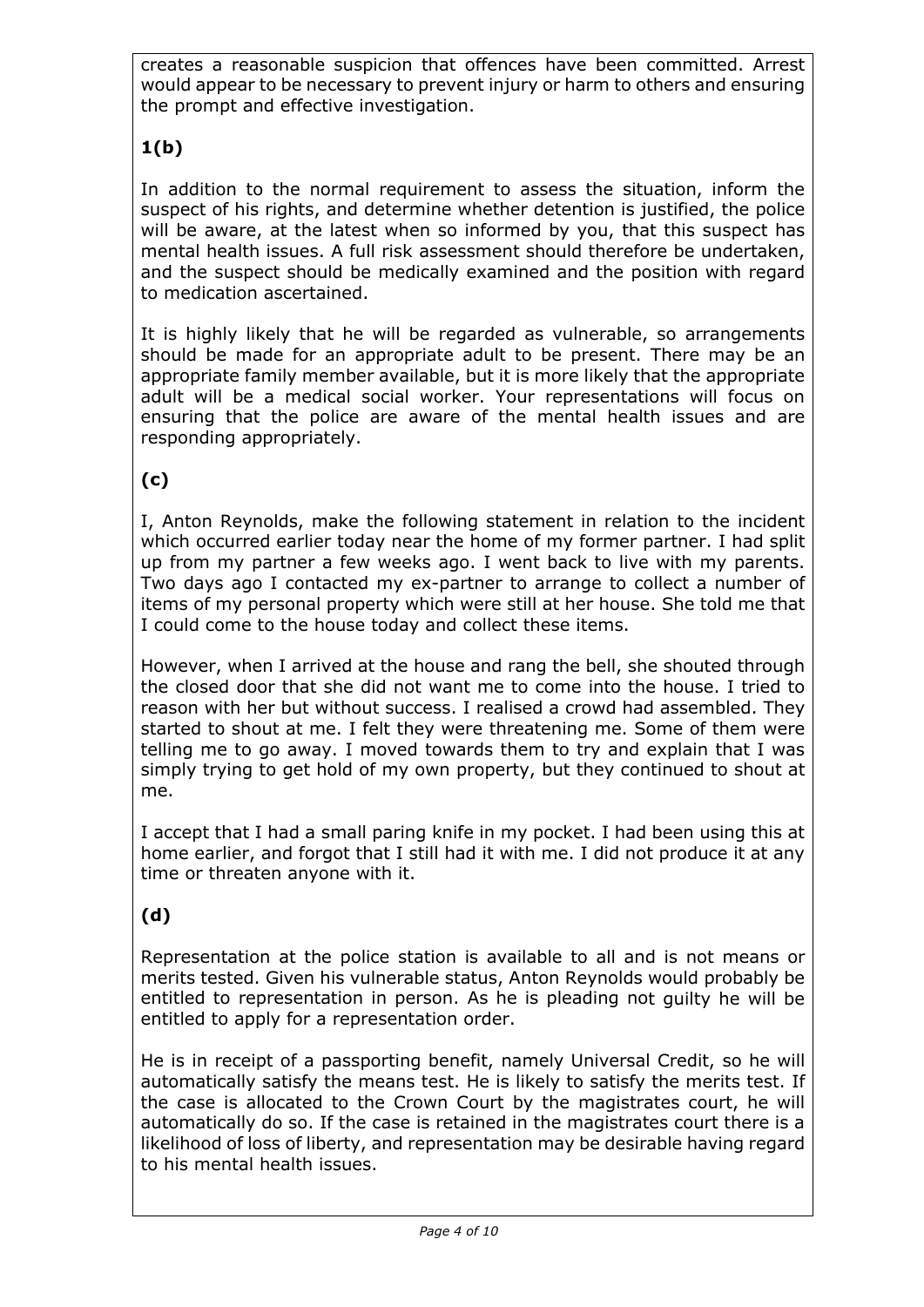creates a reasonable suspicion that offences have been committed. Arrest would appear to be necessary to prevent injury or harm to others and ensuring the prompt and effective investigation.

**1(b)**

In addition to the normal requirement to assess the situation, inform the suspect of his rights, and determine whether detention is justified, the police will be aware, at the latest when so informed by you, that this suspect has mental health issues. A full risk assessment should therefore be undertaken, and the suspect should be medically examined and the position with regard to medication ascertained.

It is highly likely that he will be regarded as vulnerable, so arrangements should be made for an appropriate adult to be present. There may be an appropriate family member available, but it is more likely that the appropriate adult will be a medical social worker. Your representations will focus on ensuring that the police are aware of the mental health issues and are responding appropriately.

**(c)**

I, Anton Reynolds, make the following statement in relation to the incident which occurred earlier today near the home of my former partner. I had split up from my partner a few weeks ago. I went back to live with my parents. Two days ago I contacted my ex-partner to arrange to collect a number of items of my personal property which were still at her house. She told me that I could come to the house today and collect these items.

However, when I arrived at the house and rang the bell, she shouted through the closed door that she did not want me to come into the house. I tried to reason with her but without success. I realised a crowd had assembled. They started to shout at me. I felt they were threatening me. Some of them were telling me to go away. I moved towards them to try and explain that I was simply trying to get hold of my own property, but they continued to shout at me.

I accept that I had a small paring knife in my pocket. I had been using this at home earlier, and forgot that I still had it with me. I did not produce it at any time or threaten anyone with it.

**(d)**

Representation at the police station is available to all and is not means or merits tested. Given his vulnerable status, Anton Reynolds would probably be entitled to representation in person. As he is pleading not guilty he will be entitled to apply for a representation order.

He is in receipt of a passporting benefit, namely Universal Credit, so he will automatically satisfy the means test. He is likely to satisfy the merits test. If the case is allocated to the Crown Court by the magistrates court, he will automatically do so. If the case is retained in the magistrates court there is a likelihood of loss of liberty, and representation may be desirable having regard to his mental health issues.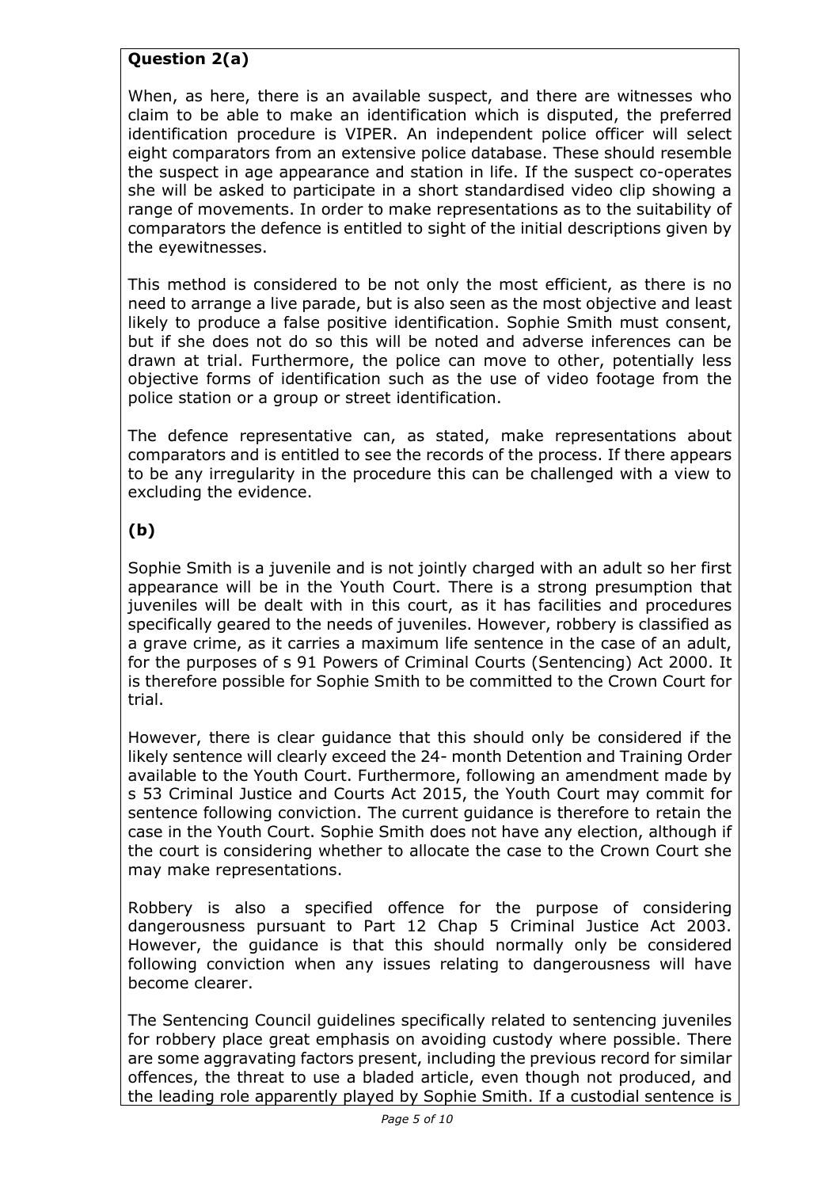**Question 2(a)**

When, as here, there is an available suspect, and there are witnesses who claim to be able to make an identification which is disputed, the preferred identification procedure is VIPER. An independent police officer will select eight comparators from an extensive police database. These should resemble the suspect in age appearance and station in life. If the suspect co-operates she will be asked to participate in a short standardised video clip showing a range of movements. In order to make representations as to the suitability of comparators the defence is entitled to sight of the initial descriptions given by the eyewitnesses.

This method is considered to be not only the most efficient, as there is no need to arrange a live parade, but is also seen as the most objective and least likely to produce a false positive identification. Sophie Smith must consent, but if she does not do so this will be noted and adverse inferences can be drawn at trial. Furthermore, the police can move to other, potentially less objective forms of identification such as the use of video footage from the police station or a group or street identification.

The defence representative can, as stated, make representations about comparators and is entitled to see the records of the process. If there appears to be any irregularity in the procedure this can be challenged with a view to excluding the evidence.

**(b)**

Sophie Smith is a juvenile and is not jointly charged with an adult so her first appearance will be in the Youth Court. There is a strong presumption that juveniles will be dealt with in this court, as it has facilities and procedures specifically geared to the needs of juveniles. However, robbery is classified as a grave crime, as it carries a maximum life sentence in the case of an adult, for the purposes of s 91 Powers of Criminal Courts (Sentencing) Act 2000. It is therefore possible for Sophie Smith to be committed to the Crown Court for trial.

However, there is clear guidance that this should only be considered if the likely sentence will clearly exceed the 24- month Detention and Training Order available to the Youth Court. Furthermore, following an amendment made by s 53 Criminal Justice and Courts Act 2015, the Youth Court may commit for sentence following conviction. The current guidance is therefore to retain the case in the Youth Court. Sophie Smith does not have any election, although if the court is considering whether to allocate the case to the Crown Court she may make representations.

Robbery is also a specified offence for the purpose of considering dangerousness pursuant to Part 12 Chap 5 Criminal Justice Act 2003. However, the guidance is that this should normally only be considered following conviction when any issues relating to dangerousness will have become clearer.

The Sentencing Council guidelines specifically related to sentencing juveniles for robbery place great emphasis on avoiding custody where possible. There are some aggravating factors present, including the previous record for similar offences, the threat to use a bladed article, even though not produced, and the leading role apparently played by Sophie Smith. If a custodial sentence is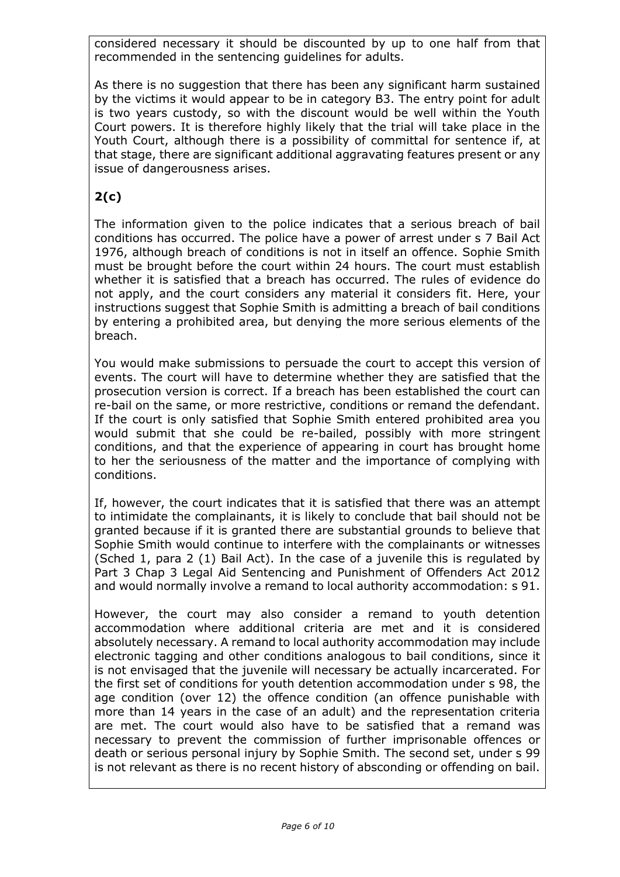considered necessary it should be discounted by up to one half from that recommended in the sentencing guidelines for adults.

As there is no suggestion that there has been any significant harm sustained by the victims it would appear to be in category B3. The entry point for adult is two years custody, so with the discount would be well within the Youth Court powers. It is therefore highly likely that the trial will take place in the Youth Court, although there is a possibility of committal for sentence if, at that stage, there are significant additional aggravating features present or any issue of dangerousness arises.

**2(c)**

The information given to the police indicates that a serious breach of bail conditions has occurred. The police have a power of arrest under s 7 Bail Act 1976, although breach of conditions is not in itself an offence. Sophie Smith must be brought before the court within 24 hours. The court must establish whether it is satisfied that a breach has occurred. The rules of evidence do not apply, and the court considers any material it considers fit. Here, your instructions suggest that Sophie Smith is admitting a breach of bail conditions by entering a prohibited area, but denying the more serious elements of the breach.

You would make submissions to persuade the court to accept this version of events. The court will have to determine whether they are satisfied that the prosecution version is correct. If a breach has been established the court can re-bail on the same, or more restrictive, conditions or remand the defendant. If the court is only satisfied that Sophie Smith entered prohibited area you would submit that she could be re-bailed, possibly with more stringent conditions, and that the experience of appearing in court has brought home to her the seriousness of the matter and the importance of complying with conditions.

If, however, the court indicates that it is satisfied that there was an attempt to intimidate the complainants, it is likely to conclude that bail should not be granted because if it is granted there are substantial grounds to believe that Sophie Smith would continue to interfere with the complainants or witnesses (Sched 1, para 2 (1) Bail Act). In the case of a juvenile this is regulated by Part 3 Chap 3 Legal Aid Sentencing and Punishment of Offenders Act 2012 and would normally involve a remand to local authority accommodation: s 91.

However, the court may also consider a remand to youth detention accommodation where additional criteria are met and it is considered absolutely necessary. A remand to local authority accommodation may include electronic tagging and other conditions analogous to bail conditions, since it is not envisaged that the juvenile will necessary be actually incarcerated. For the first set of conditions for youth detention accommodation under s 98, the age condition (over 12) the offence condition (an offence punishable with more than 14 years in the case of an adult) and the representation criteria are met. The court would also have to be satisfied that a remand was necessary to prevent the commission of further imprisonable offences or death or serious personal injury by Sophie Smith. The second set, under s 99 is not relevant as there is no recent history of absconding or offending on bail.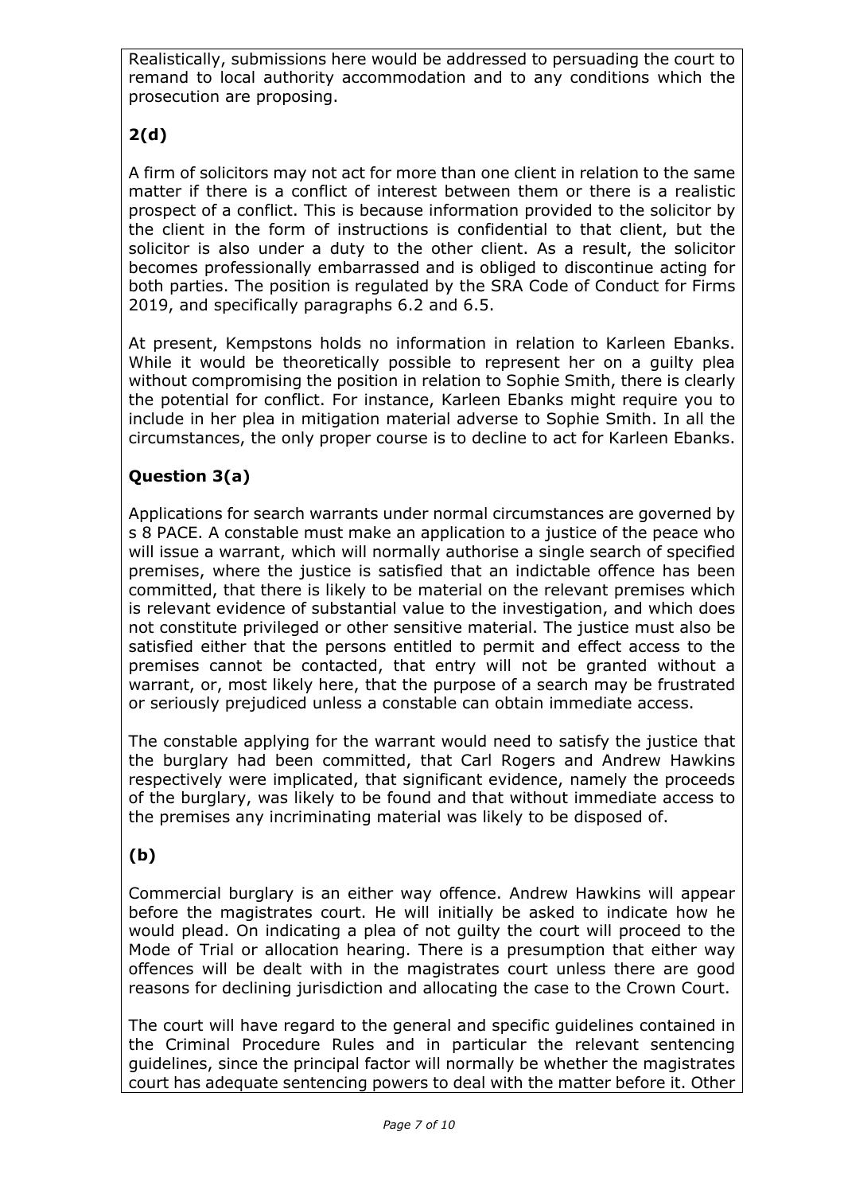Realistically, submissions here would be addressed to persuading the court to remand to local authority accommodation and to any conditions which the prosecution are proposing.

## 2(d)

A firm of solicitors may not act for more than one client in relation to the same matter if there is a conflict of interest between them or there is a realistic prospect of a conflict. This is because information provided to the solicitor by the client in the form of instructions is confidential to that client, but the solicitor is also under a duty to the other client. As a result, the solicitor becomes professionally embarrassed and is obliged to discontinue acting for both parties. The position is regulated by the SRA Code of Conduct for Firms 2019, and specifically paragraphs 6.2 and 6.5.

At present, Kempstons holds no information in relation to Karleen Ebanks. While it would be theoretically possible to represent her on a guilty plea without compromising the position in relation to Sophie Smith, there is clearly the potential for conflict. For instance, Karleen Ebanks might require you to include in her plea in mitigation material adverse to Sophie Smith. In all the circumstances, the only proper course is to decline to act for Karleen Ebanks.

## Question 3(a)

Applications for search warrants under normal circumstances are governed by s 8 PACE. A constable must make an application to a justice of the peace who will issue a warrant, which will normally authorise a single search of specified premises, where the justice is satisfied that an indictable offence has been committed, that there is likely to be material on the relevant premises which is relevant evidence of substantial value to the investigation, and which does not constitute privileged or other sensitive material. The justice must also be satisfied either that the persons entitled to permit and effect access to the premises cannot be contacted, that entry will not be granted without a warrant, or, most likely here, that the purpose of a search may be frustrated or seriously prejudiced unless a constable can obtain immediate access.

The constable applying for the warrant would need to satisfy the justice that the burglary had been committed, that Carl Rogers and Andrew Hawkins respectively were implicated, that significant evidence, namely the proceeds of the burglary, was likely to be found and that without immediate access to the premises any incriminating material was likely to be disposed of.

## (b)

Commercial burglary is an either way offence. Andrew Hawkins will appear before the magistrates court. He will initially be asked to indicate how he would plead. On indicating a plea of not guilty the court will proceed to the Mode of Trial or allocation hearing. There is a presumption that either way offences will be dealt with in the magistrates court unless there are good reasons for declining jurisdiction and allocating the case to the Crown Court.

The court will have regard to the general and specific guidelines contained in the Criminal Procedure Rules and in particular the relevant sentencing guidelines, since the principal factor will normally be whether the magistrates court has adequate sentencing powers to deal with the matter before it. Other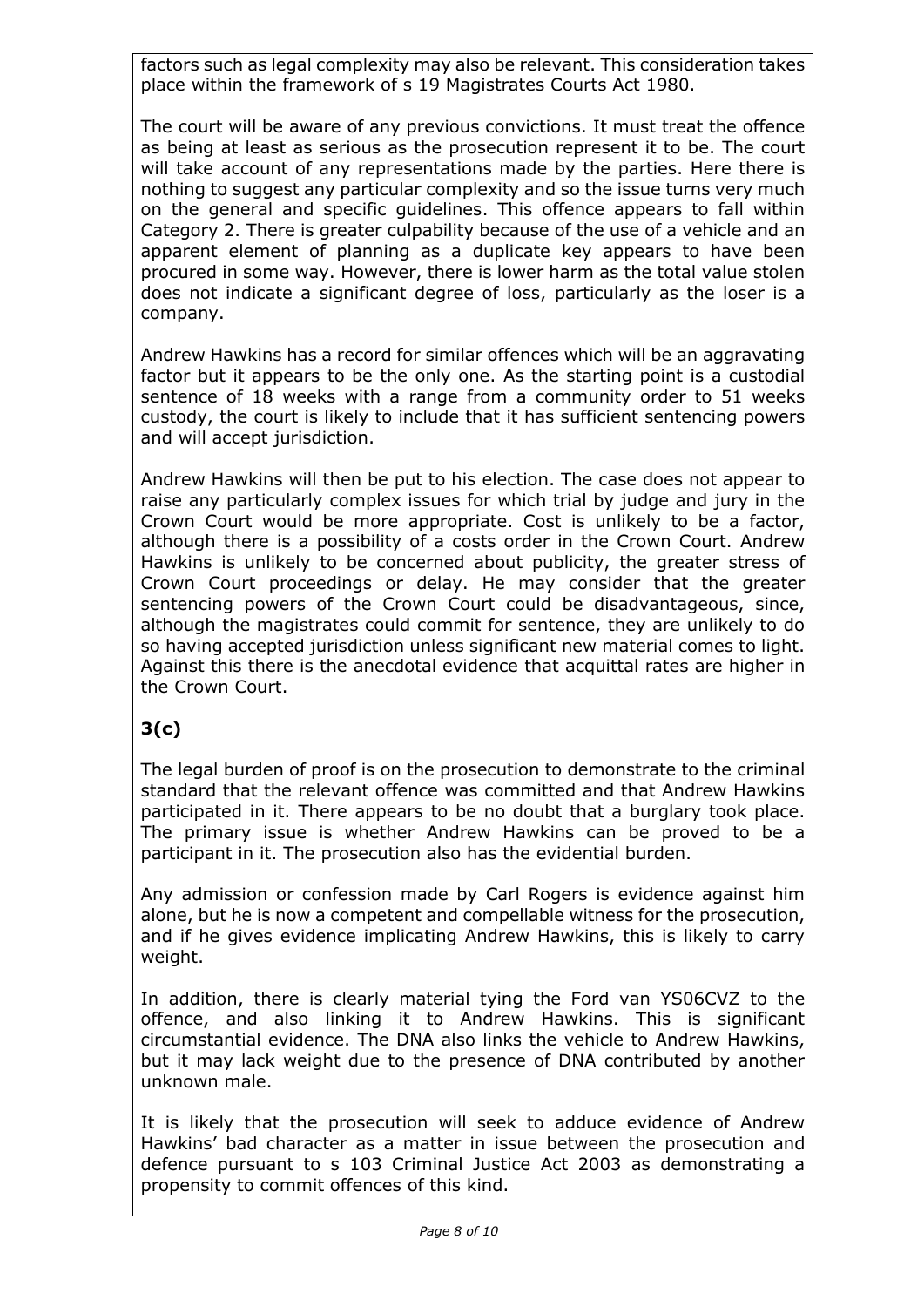factors such as legal complexity may also be relevant. This consideration takes place within the framework of s 19 Magistrates Courts Act 1980.

The court will be aware of any previous convictions. It must treat the offence as being at least as serious as the prosecution represent it to be. The court will take account of any representations made by the parties. Here there is nothing to suggest any particular complexity and so the issue turns very much on the general and specific guidelines. This offence appears to fall within Category 2. There is greater culpability because of the use of a vehicle and an apparent element of planning as a duplicate key appears to have been procured in some way. However, there is lower harm as the total value stolen does not indicate a significant degree of loss, particularly as the loser is a company.

Andrew Hawkins has a record for similar offences which will be an aggravating factor but it appears to be the only one. As the starting point is a custodial sentence of 18 weeks with a range from a community order to 51 weeks custody, the court is likely to include that it has sufficient sentencing powers and will accept jurisdiction.

Andrew Hawkins will then be put to his election. The case does not appear to raise any particularly complex issues for which trial by judge and jury in the Crown Court would be more appropriate. Cost is unlikely to be a factor, although there is a possibility of a costs order in the Crown Court. Andrew Hawkins is unlikely to be concerned about publicity, the greater stress of Crown Court proceedings or delay. He may consider that the greater sentencing powers of the Crown Court could be disadvantageous, since, although the magistrates could commit for sentence, they are unlikely to do so having accepted jurisdiction unless significant new material comes to light. Against this there is the anecdotal evidence that acquittal rates are higher in the Crown Court.

## 3(c)

The legal burden of proof is on the prosecution to demonstrate to the criminal standard that the relevant offence was committed and that Andrew Hawkins participated in it. There appears to be no doubt that a burglary took place. The primary issue is whether Andrew Hawkins can be proved to be a participant in it. The prosecution also has the evidential burden.

Any admission or confession made by Carl Rogers is evidence against him alone, but he is now a competent and compellable witness for the prosecution, and if he gives evidence implicating Andrew Hawkins, this is likely to carry weight.

In addition, there is clearly material tying the Ford van YS06CVZ to the offence, and also linking it to Andrew Hawkins. This is significant circumstantial evidence. The DNA also links the vehicle to Andrew Hawkins, but it may lack weight due to the presence of DNA contributed by another unknown male.

It is likely that the prosecution will seek to adduce evidence of Andrew Hawkins' bad character as a matter in issue between the prosecution and defence pursuant to s 103 Criminal Justice Act 2003 as demonstrating a propensity to commit offences of this kind.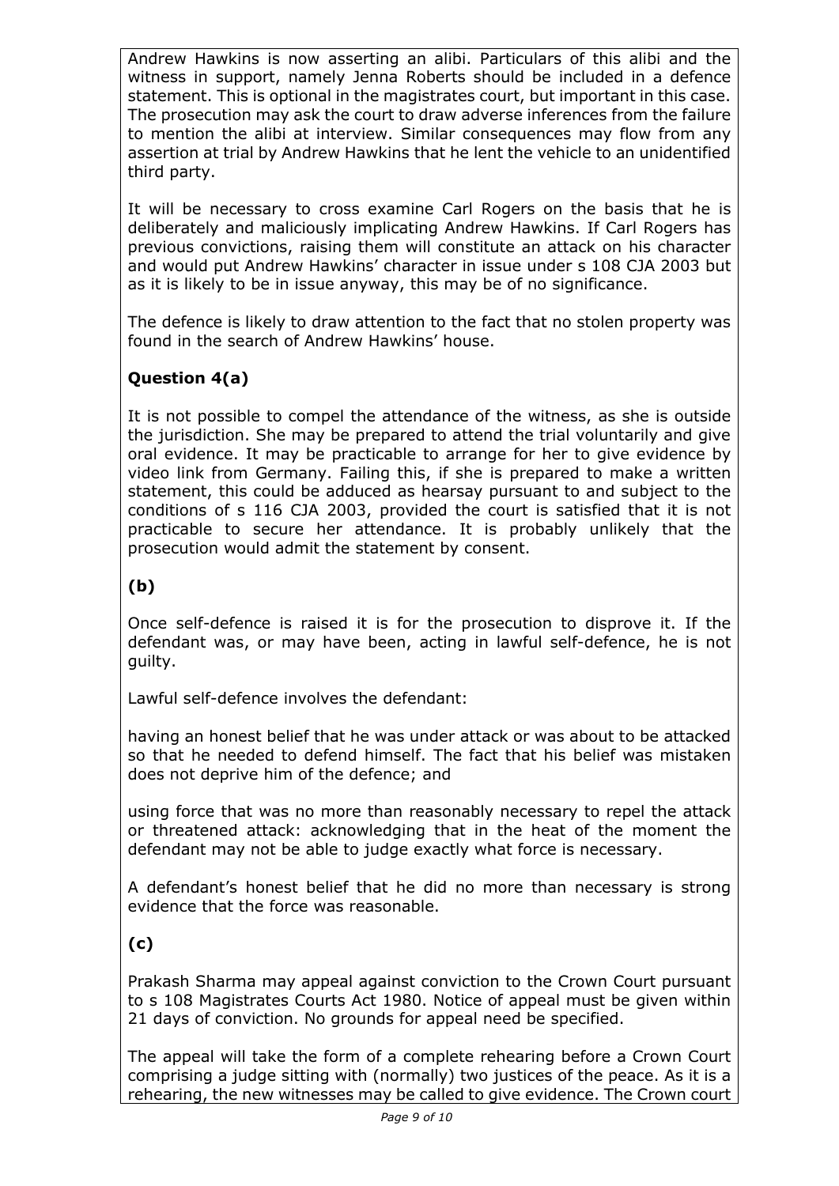Andrew Hawkins is now asserting an alibi. Particulars of this alibi and the witness in support, namely Jenna Roberts should be included in a defence statement. This is optional in the magistrates court, but important in this case. The prosecution may ask the court to draw adverse inferences from the failure to mention the alibi at interview. Similar consequences may flow from any assertion at trial by Andrew Hawkins that he lent the vehicle to an unidentified third party.

It will be necessary to cross examine Carl Rogers on the basis that he is deliberately and maliciously implicating Andrew Hawkins. If Carl Rogers has previous convictions, raising them will constitute an attack on his character and would put Andrew Hawkins' character in issue under s 108 CJA 2003 but as it is likely to be in issue anyway, this may be of no significance.

The defence is likely to draw attention to the fact that no stolen property was found in the search of Andrew Hawkins' house.

**Question 4(a)**

It is not possible to compel the attendance of the witness, as she is outside the jurisdiction. She may be prepared to attend the trial voluntarily and give oral evidence. It may be practicable to arrange for her to give evidence by video link from Germany. Failing this, if she is prepared to make a written statement, this could be adduced as hearsay pursuant to and subject to the conditions of s 116 CJA 2003, provided the court is satisfied that it is not practicable to secure her attendance. It is probably unlikely that the prosecution would admit the statement by consent.

**(b)**

Once self-defence is raised it is for the prosecution to disprove it. If the defendant was, or may have been, acting in lawful self-defence, he is not guilty.

Lawful self-defence involves the defendant:

having an honest belief that he was under attack or was about to be attacked so that he needed to defend himself. The fact that his belief was mistaken does not deprive him of the defence; and

using force that was no more than reasonably necessary to repel the attack or threatened attack: acknowledging that in the heat of the moment the defendant may not be able to judge exactly what force is necessary.

A defendant's honest belief that he did no more than necessary is strong evidence that the force was reasonable.

**(c)**

Prakash Sharma may appeal against conviction to the Crown Court pursuant to s 108 Magistrates Courts Act 1980. Notice of appeal must be given within 21 days of conviction. No grounds for appeal need be specified.

The appeal will take the form of a complete rehearing before a Crown Court comprising a judge sitting with (normally) two justices of the peace. As it is a rehearing, the new witnesses may be called to give evidence. The Crown court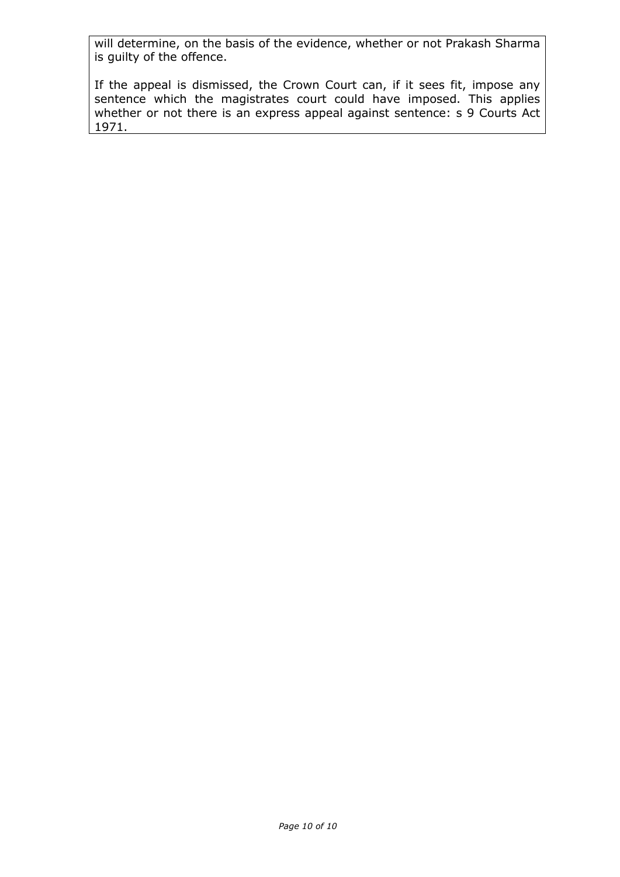will determine, on the basis of the evidence, whether or not Prakash Sharma is guilty of the offence.

If the appeal is dismissed, the Crown Court can, if it sees fit, impose any sentence which the magistrates court could have imposed. This applies whether or not there is an express appeal against sentence: s 9 Courts Act 1971.